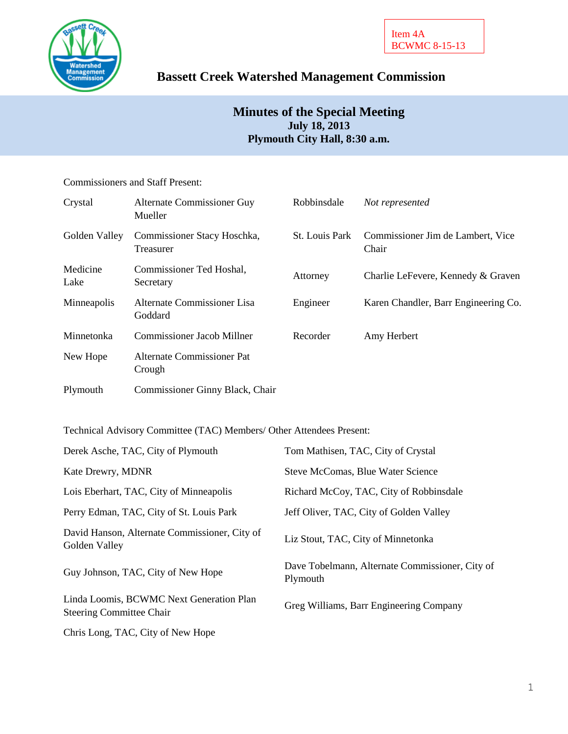Item 4A
BCWMC 8-15-13

# Bassett Creek Watershed Management Commission

## Minutes of the Special Meeting
**July 18, 2013**
**Plymouth City Hall, 8:30 a.m.**

Commissioners and Staff Present:

| | | | |
|---|---|---|---|
| Crystal | Alternate Commissioner Guy Mueller | Robbinsdale | *Not represented* |
| Golden Valley | Commissioner Stacy Hoschka, Treasurer | St. Louis Park | Commissioner Jim de Lambert, Vice Chair |
| Medicine Lake | Commissioner Ted Hoshal, Secretary | Attorney | Charlie LeFevere, Kennedy & Graven |
| Minneapolis | Alternate Commissioner Lisa Goddard | Engineer | Karen Chandler, Barr Engineering Co. |
| Minnetonka | Commissioner Jacob Millner | Recorder | Amy Herbert |
| New Hope | Alternate Commissioner Pat Crough | | |
| Plymouth | Commissioner Ginny Black, Chair | | |

Technical Advisory Committee (TAC) Members/ Other Attendees Present:

| | |
|---|---|
| Derek Asche, TAC, City of Plymouth | Tom Mathisen, TAC, City of Crystal |
| Kate Drewry, MDNR | Steve McComas, Blue Water Science |
| Lois Eberhart, TAC, City of Minneapolis | Richard McCoy, TAC, City of Robbinsdale |
| Perry Edman, TAC, City of St. Louis Park | Jeff Oliver, TAC, City of Golden Valley |
| David Hanson, Alternate Commissioner, City of Golden Valley | Liz Stout, TAC, City of Minnetonka |
| Guy Johnson, TAC, City of New Hope | Dave Tobelmann, Alternate Commissioner, City of Plymouth |
| Linda Loomis, BCWMC Next Generation Plan Steering Committee Chair | Greg Williams, Barr Engineering Company |
| Chris Long, TAC, City of New Hope | |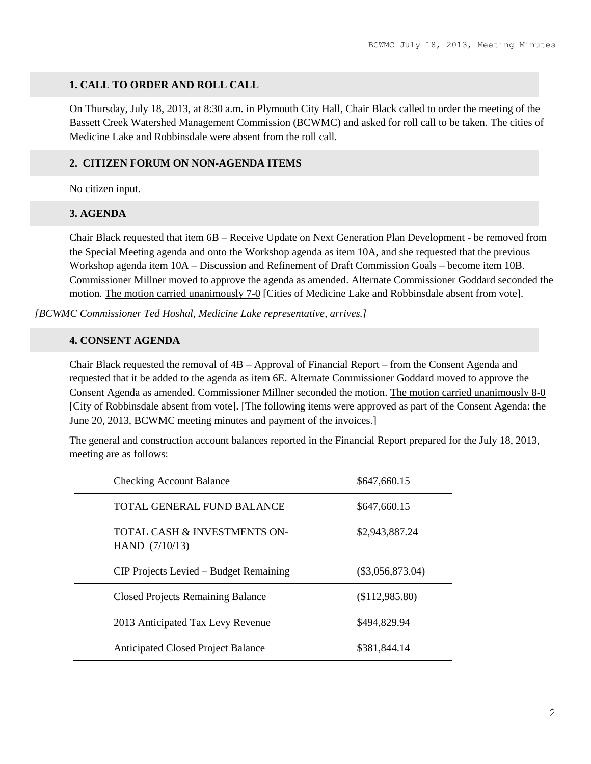## 1. CALL TO ORDER AND ROLL CALL

On Thursday, July 18, 2013, at 8:30 a.m. in Plymouth City Hall, Chair Black called to order the meeting of the Bassett Creek Watershed Management Commission (BCWMC) and asked for roll call to be taken. The cities of Medicine Lake and Robbinsdale were absent from the roll call.

## 2. CITIZEN FORUM ON NON-AGENDA ITEMS

No citizen input.

## 3. AGENDA

Chair Black requested that item 6B – Receive Update on Next Generation Plan Development - be removed from the Special Meeting agenda and onto the Workshop agenda as item 10A, and she requested that the previous Workshop agenda item 10A – Discussion and Refinement of Draft Commission Goals – become item 10B. Commissioner Millner moved to approve the agenda as amended. Alternate Commissioner Goddard seconded the motion. The motion carried unanimously 7-0 [Cities of Medicine Lake and Robbinsdale absent from vote].

*[BCWMC Commissioner Ted Hoshal, Medicine Lake representative, arrives.]*

## 4. CONSENT AGENDA

Chair Black requested the removal of 4B – Approval of Financial Report – from the Consent Agenda and requested that it be added to the agenda as item 6E. Alternate Commissioner Goddard moved to approve the Consent Agenda as amended. Commissioner Millner seconded the motion. The motion carried unanimously 8-0 [City of Robbinsdale absent from vote]. [The following items were approved as part of the Consent Agenda: the June 20, 2013, BCWMC meeting minutes and payment of the invoices.]

The general and construction account balances reported in the Financial Report prepared for the July 18, 2013, meeting are as follows:

| | |
|---|---|
| Checking Account Balance | $647,660.15 |
| TOTAL GENERAL FUND BALANCE | $647,660.15 |
| TOTAL CASH & INVESTMENTS ON-HAND (7/10/13) | $2,943,887.24 |
| CIP Projects Levied – Budget Remaining | ($3,056,873.04) |
| Closed Projects Remaining Balance | ($112,985.80) |
| 2013 Anticipated Tax Levy Revenue | $494,829.94 |
| Anticipated Closed Project Balance | $381,844.14 |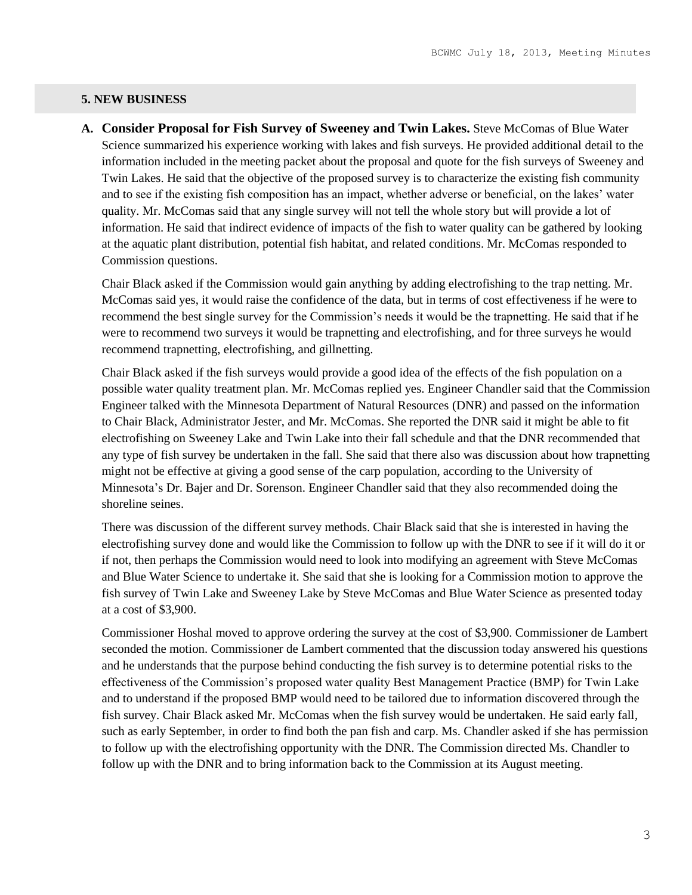## 5. NEW BUSINESS

**A. Consider Proposal for Fish Survey of Sweeney and Twin Lakes.** Steve McComas of Blue Water Science summarized his experience working with lakes and fish surveys. He provided additional detail to the information included in the meeting packet about the proposal and quote for the fish surveys of Sweeney and Twin Lakes. He said that the objective of the proposed survey is to characterize the existing fish community and to see if the existing fish composition has an impact, whether adverse or beneficial, on the lakes' water quality. Mr. McComas said that any single survey will not tell the whole story but will provide a lot of information. He said that indirect evidence of impacts of the fish to water quality can be gathered by looking at the aquatic plant distribution, potential fish habitat, and related conditions. Mr. McComas responded to Commission questions.

Chair Black asked if the Commission would gain anything by adding electrofishing to the trap netting. Mr. McComas said yes, it would raise the confidence of the data, but in terms of cost effectiveness if he were to recommend the best single survey for the Commission's needs it would be the trapnetting. He said that if he were to recommend two surveys it would be trapnetting and electrofishing, and for three surveys he would recommend trapnetting, electrofishing, and gillnetting.

Chair Black asked if the fish surveys would provide a good idea of the effects of the fish population on a possible water quality treatment plan. Mr. McComas replied yes. Engineer Chandler said that the Commission Engineer talked with the Minnesota Department of Natural Resources (DNR) and passed on the information to Chair Black, Administrator Jester, and Mr. McComas. She reported the DNR said it might be able to fit electrofishing on Sweeney Lake and Twin Lake into their fall schedule and that the DNR recommended that any type of fish survey be undertaken in the fall. She said that there also was discussion about how trapnetting might not be effective at giving a good sense of the carp population, according to the University of Minnesota's Dr. Bajer and Dr. Sorenson. Engineer Chandler said that they also recommended doing the shoreline seines.

There was discussion of the different survey methods. Chair Black said that she is interested in having the electrofishing survey done and would like the Commission to follow up with the DNR to see if it will do it or if not, then perhaps the Commission would need to look into modifying an agreement with Steve McComas and Blue Water Science to undertake it. She said that she is looking for a Commission motion to approve the fish survey of Twin Lake and Sweeney Lake by Steve McComas and Blue Water Science as presented today at a cost of $3,900.

Commissioner Hoshal moved to approve ordering the survey at the cost of $3,900. Commissioner de Lambert seconded the motion. Commissioner de Lambert commented that the discussion today answered his questions and he understands that the purpose behind conducting the fish survey is to determine potential risks to the effectiveness of the Commission's proposed water quality Best Management Practice (BMP) for Twin Lake and to understand if the proposed BMP would need to be tailored due to information discovered through the fish survey. Chair Black asked Mr. McComas when the fish survey would be undertaken. He said early fall, such as early September, in order to find both the pan fish and carp. Ms. Chandler asked if she has permission to follow up with the electrofishing opportunity with the DNR. The Commission directed Ms. Chandler to follow up with the DNR and to bring information back to the Commission at its August meeting.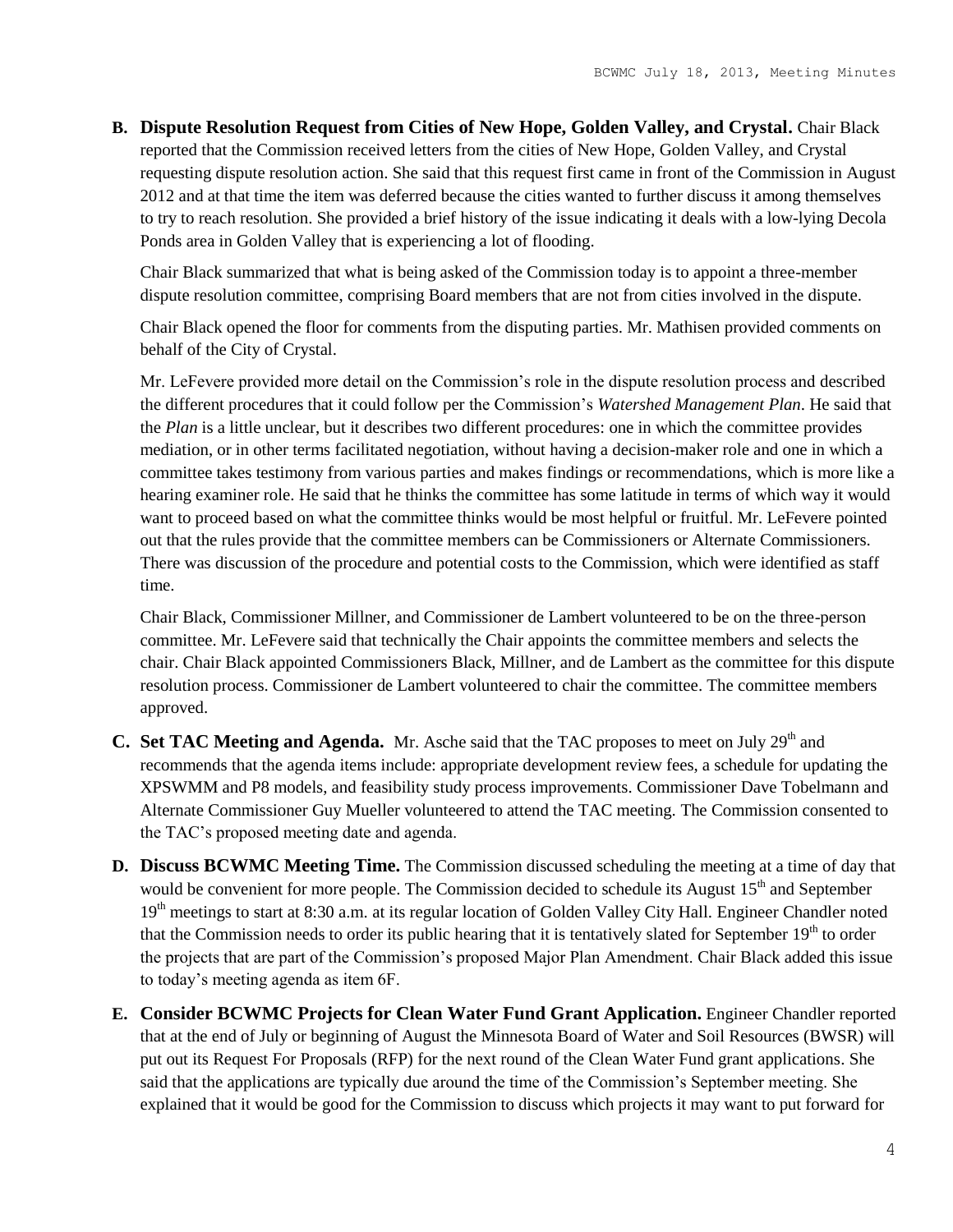**B. Dispute Resolution Request from Cities of New Hope, Golden Valley, and Crystal.** Chair Black reported that the Commission received letters from the cities of New Hope, Golden Valley, and Crystal requesting dispute resolution action. She said that this request first came in front of the Commission in August 2012 and at that time the item was deferred because the cities wanted to further discuss it among themselves to try to reach resolution. She provided a brief history of the issue indicating it deals with a low-lying Decola Ponds area in Golden Valley that is experiencing a lot of flooding.

Chair Black summarized that what is being asked of the Commission today is to appoint a three-member dispute resolution committee, comprising Board members that are not from cities involved in the dispute.

Chair Black opened the floor for comments from the disputing parties. Mr. Mathisen provided comments on behalf of the City of Crystal.

Mr. LeFevere provided more detail on the Commission's role in the dispute resolution process and described the different procedures that it could follow per the Commission's *Watershed Management Plan*. He said that the *Plan* is a little unclear, but it describes two different procedures: one in which the committee provides mediation, or in other terms facilitated negotiation, without having a decision-maker role and one in which a committee takes testimony from various parties and makes findings or recommendations, which is more like a hearing examiner role. He said that he thinks the committee has some latitude in terms of which way it would want to proceed based on what the committee thinks would be most helpful or fruitful. Mr. LeFevere pointed out that the rules provide that the committee members can be Commissioners or Alternate Commissioners. There was discussion of the procedure and potential costs to the Commission, which were identified as staff time.

Chair Black, Commissioner Millner, and Commissioner de Lambert volunteered to be on the three-person committee. Mr. LeFevere said that technically the Chair appoints the committee members and selects the chair. Chair Black appointed Commissioners Black, Millner, and de Lambert as the committee for this dispute resolution process. Commissioner de Lambert volunteered to chair the committee. The committee members approved.

**C. Set TAC Meeting and Agenda.** Mr. Asche said that the TAC proposes to meet on July 29th and recommends that the agenda items include: appropriate development review fees, a schedule for updating the XPSWMM and P8 models, and feasibility study process improvements. Commissioner Dave Tobelmann and Alternate Commissioner Guy Mueller volunteered to attend the TAC meeting. The Commission consented to the TAC's proposed meeting date and agenda.

**D. Discuss BCWMC Meeting Time.** The Commission discussed scheduling the meeting at a time of day that would be convenient for more people. The Commission decided to schedule its August 15th and September 19th meetings to start at 8:30 a.m. at its regular location of Golden Valley City Hall. Engineer Chandler noted that the Commission needs to order its public hearing that it is tentatively slated for September 19th to order the projects that are part of the Commission's proposed Major Plan Amendment. Chair Black added this issue to today's meeting agenda as item 6F.

**E. Consider BCWMC Projects for Clean Water Fund Grant Application.** Engineer Chandler reported that at the end of July or beginning of August the Minnesota Board of Water and Soil Resources (BWSR) will put out its Request For Proposals (RFP) for the next round of the Clean Water Fund grant applications. She said that the applications are typically due around the time of the Commission's September meeting. She explained that it would be good for the Commission to discuss which projects it may want to put forward for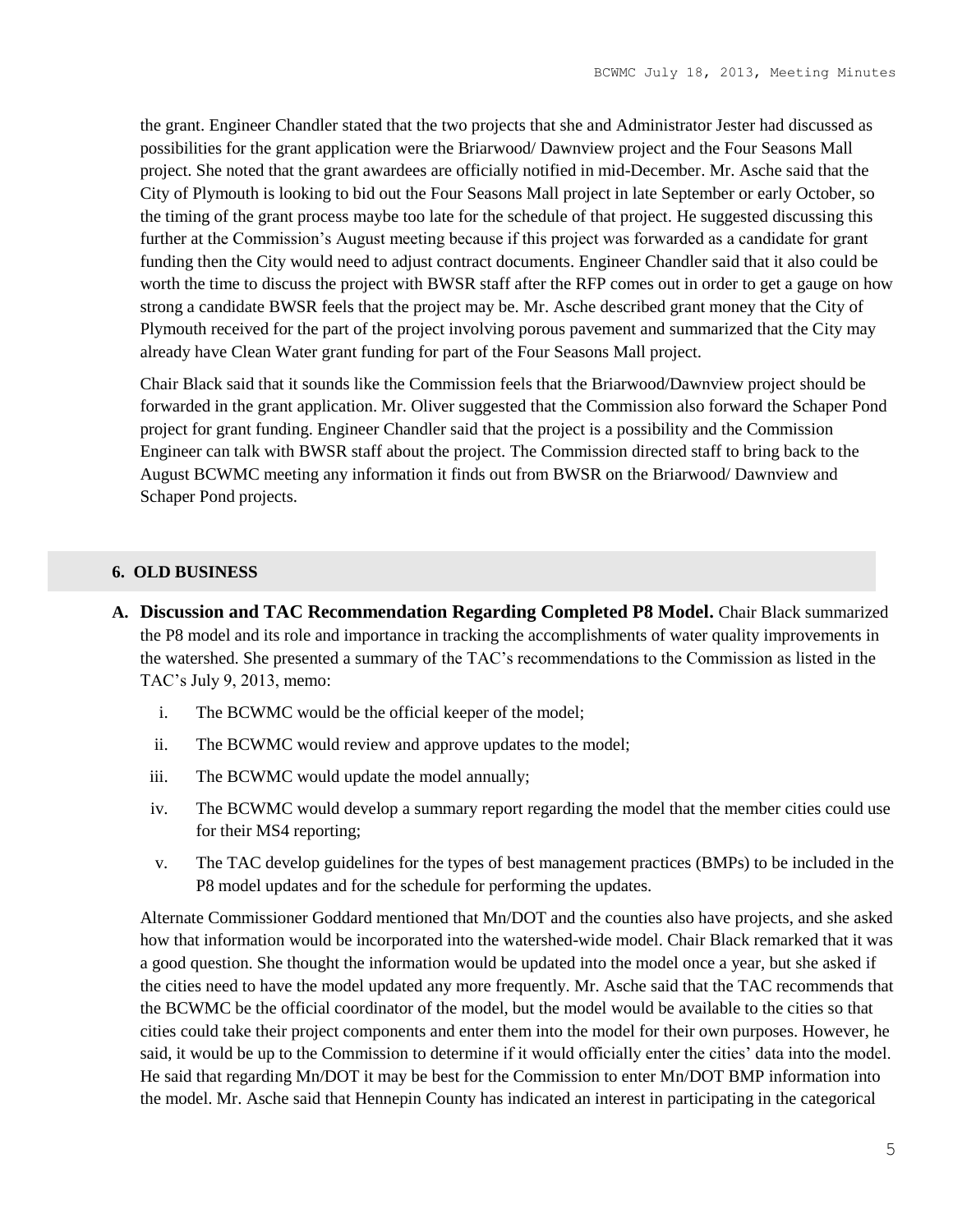the grant. Engineer Chandler stated that the two projects that she and Administrator Jester had discussed as possibilities for the grant application were the Briarwood/ Dawnview project and the Four Seasons Mall project. She noted that the grant awardees are officially notified in mid-December. Mr. Asche said that the City of Plymouth is looking to bid out the Four Seasons Mall project in late September or early October, so the timing of the grant process maybe too late for the schedule of that project. He suggested discussing this further at the Commission's August meeting because if this project was forwarded as a candidate for grant funding then the City would need to adjust contract documents. Engineer Chandler said that it also could be worth the time to discuss the project with BWSR staff after the RFP comes out in order to get a gauge on how strong a candidate BWSR feels that the project may be. Mr. Asche described grant money that the City of Plymouth received for the part of the project involving porous pavement and summarized that the City may already have Clean Water grant funding for part of the Four Seasons Mall project.

Chair Black said that it sounds like the Commission feels that the Briarwood/Dawnview project should be forwarded in the grant application. Mr. Oliver suggested that the Commission also forward the Schaper Pond project for grant funding. Engineer Chandler said that the project is a possibility and the Commission Engineer can talk with BWSR staff about the project. The Commission directed staff to bring back to the August BCWMC meeting any information it finds out from BWSR on the Briarwood/ Dawnview and Schaper Pond projects.

## 6. OLD BUSINESS

**A. Discussion and TAC Recommendation Regarding Completed P8 Model.** Chair Black summarized the P8 model and its role and importance in tracking the accomplishments of water quality improvements in the watershed. She presented a summary of the TAC's recommendations to the Commission as listed in the TAC's July 9, 2013, memo:

i. The BCWMC would be the official keeper of the model;

ii. The BCWMC would review and approve updates to the model;

iii. The BCWMC would update the model annually;

iv. The BCWMC would develop a summary report regarding the model that the member cities could use for their MS4 reporting;

v. The TAC develop guidelines for the types of best management practices (BMPs) to be included in the P8 model updates and for the schedule for performing the updates.

Alternate Commissioner Goddard mentioned that Mn/DOT and the counties also have projects, and she asked how that information would be incorporated into the watershed-wide model. Chair Black remarked that it was a good question. She thought the information would be updated into the model once a year, but she asked if the cities need to have the model updated any more frequently. Mr. Asche said that the TAC recommends that the BCWMC be the official coordinator of the model, but the model would be available to the cities so that cities could take their project components and enter them into the model for their own purposes. However, he said, it would be up to the Commission to determine if it would officially enter the cities' data into the model. He said that regarding Mn/DOT it may be best for the Commission to enter Mn/DOT BMP information into the model. Mr. Asche said that Hennepin County has indicated an interest in participating in the categorical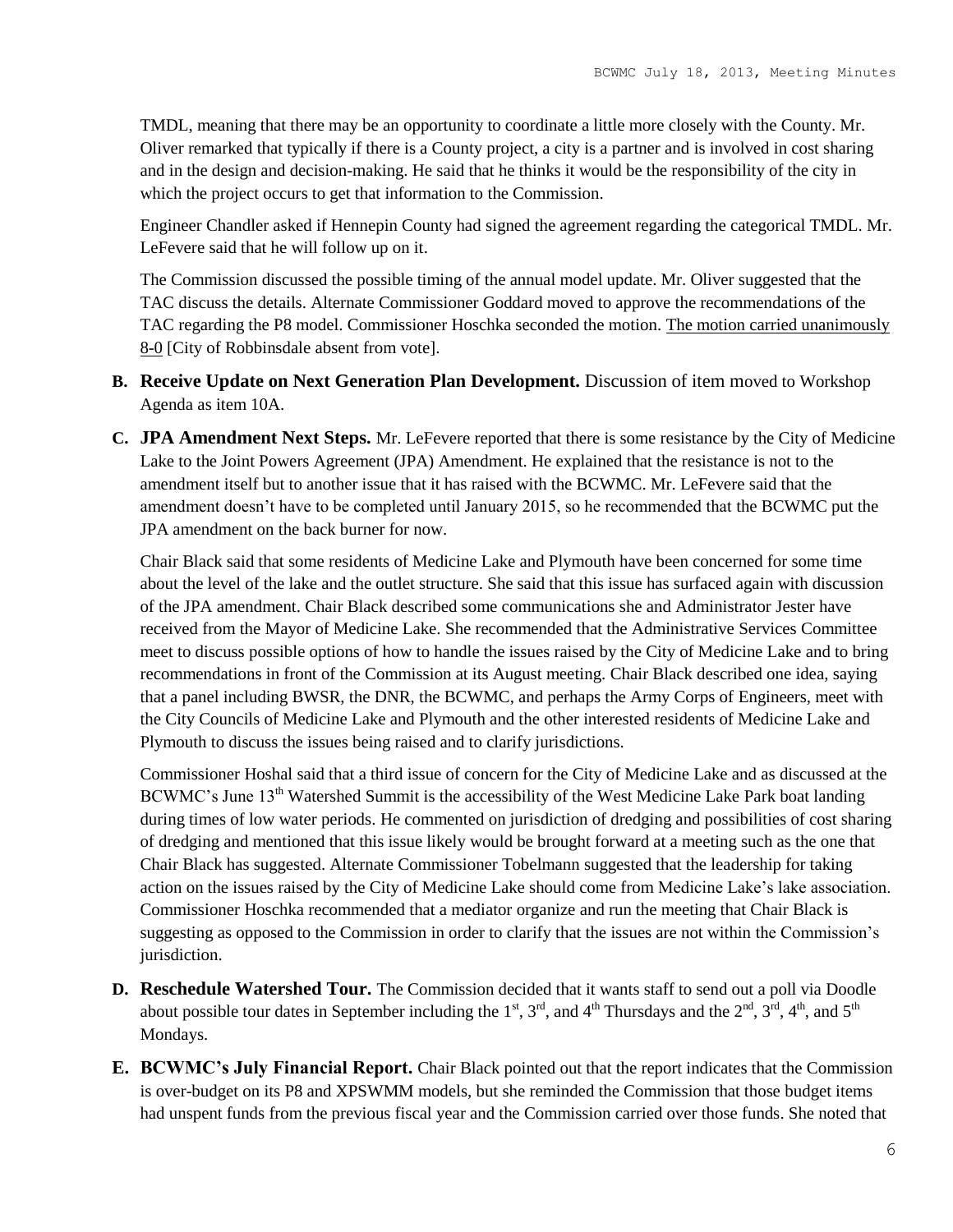TMDL, meaning that there may be an opportunity to coordinate a little more closely with the County. Mr. Oliver remarked that typically if there is a County project, a city is a partner and is involved in cost sharing and in the design and decision-making. He said that he thinks it would be the responsibility of the city in which the project occurs to get that information to the Commission.

Engineer Chandler asked if Hennepin County had signed the agreement regarding the categorical TMDL. Mr. LeFevere said that he will follow up on it.

The Commission discussed the possible timing of the annual model update. Mr. Oliver suggested that the TAC discuss the details. Alternate Commissioner Goddard moved to approve the recommendations of the TAC regarding the P8 model. Commissioner Hoschka seconded the motion. <u>The motion carried unanimously 8-0</u> [City of Robbinsdale absent from vote].

**B. Receive Update on Next Generation Plan Development.** Discussion of item moved to Workshop Agenda as item 10A.

**C. JPA Amendment Next Steps.** Mr. LeFevere reported that there is some resistance by the City of Medicine Lake to the Joint Powers Agreement (JPA) Amendment. He explained that the resistance is not to the amendment itself but to another issue that it has raised with the BCWMC. Mr. LeFevere said that the amendment doesn't have to be completed until January 2015, so he recommended that the BCWMC put the JPA amendment on the back burner for now.

Chair Black said that some residents of Medicine Lake and Plymouth have been concerned for some time about the level of the lake and the outlet structure. She said that this issue has surfaced again with discussion of the JPA amendment. Chair Black described some communications she and Administrator Jester have received from the Mayor of Medicine Lake. She recommended that the Administrative Services Committee meet to discuss possible options of how to handle the issues raised by the City of Medicine Lake and to bring recommendations in front of the Commission at its August meeting. Chair Black described one idea, saying that a panel including BWSR, the DNR, the BCWMC, and perhaps the Army Corps of Engineers, meet with the City Councils of Medicine Lake and Plymouth and the other interested residents of Medicine Lake and Plymouth to discuss the issues being raised and to clarify jurisdictions.

Commissioner Hoshal said that a third issue of concern for the City of Medicine Lake and as discussed at the BCWMC's June 13th Watershed Summit is the accessibility of the West Medicine Lake Park boat landing during times of low water periods. He commented on jurisdiction of dredging and possibilities of cost sharing of dredging and mentioned that this issue likely would be brought forward at a meeting such as the one that Chair Black has suggested. Alternate Commissioner Tobelmann suggested that the leadership for taking action on the issues raised by the City of Medicine Lake should come from Medicine Lake's lake association. Commissioner Hoschka recommended that a mediator organize and run the meeting that Chair Black is suggesting as opposed to the Commission in order to clarify that the issues are not within the Commission's jurisdiction.

**D. Reschedule Watershed Tour.** The Commission decided that it wants staff to send out a poll via Doodle about possible tour dates in September including the 1st, 3rd, and 4th Thursdays and the 2nd, 3rd, 4th, and 5th Mondays.

**E. BCWMC's July Financial Report.** Chair Black pointed out that the report indicates that the Commission is over-budget on its P8 and XPSWMM models, but she reminded the Commission that those budget items had unspent funds from the previous fiscal year and the Commission carried over those funds. She noted that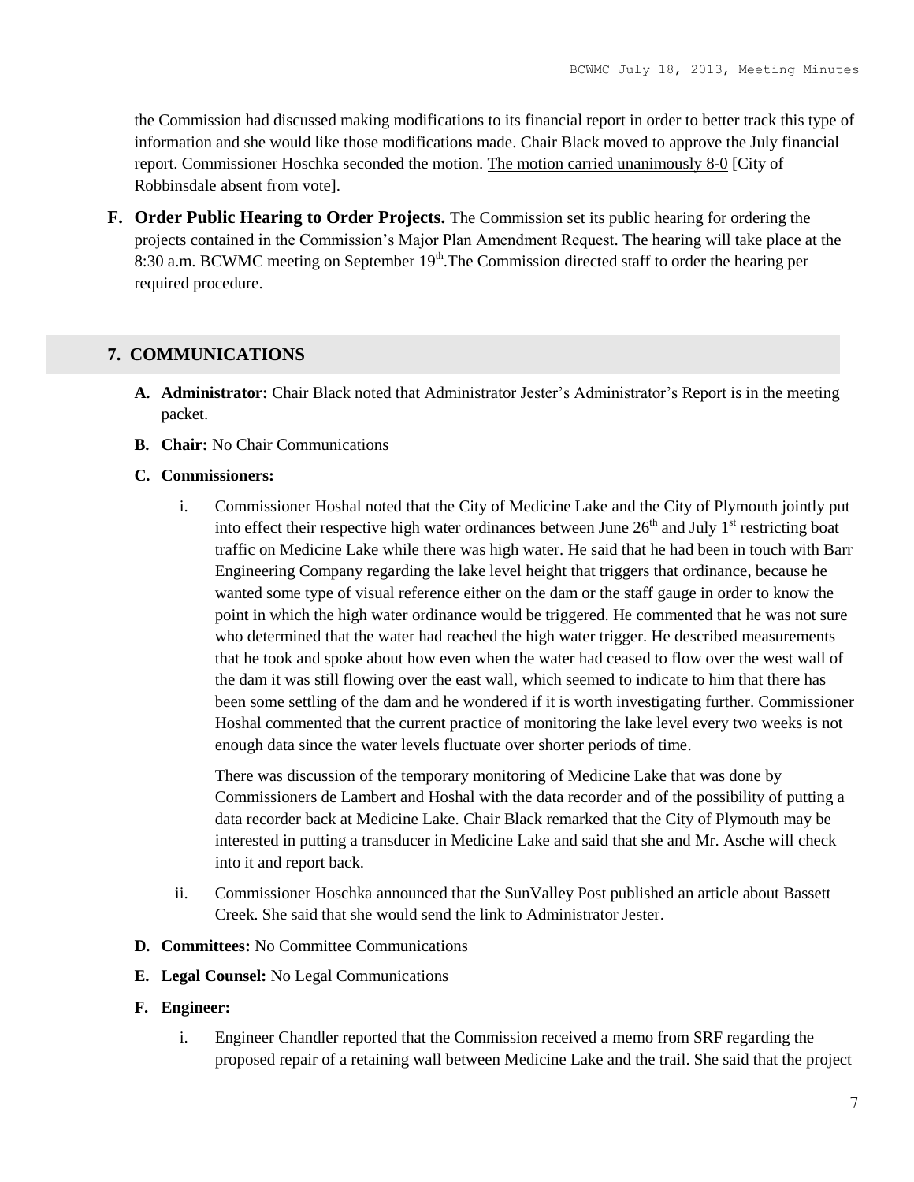the Commission had discussed making modifications to its financial report in order to better track this type of information and she would like those modifications made. Chair Black moved to approve the July financial report. Commissioner Hoschka seconded the motion. The motion carried unanimously 8-0 [City of Robbinsdale absent from vote].

**F. Order Public Hearing to Order Projects.** The Commission set its public hearing for ordering the projects contained in the Commission's Major Plan Amendment Request. The hearing will take place at the 8:30 a.m. BCWMC meeting on September 19th.The Commission directed staff to order the hearing per required procedure.

## 7. COMMUNICATIONS

**A. Administrator:** Chair Black noted that Administrator Jester's Administrator's Report is in the meeting packet.

**B. Chair:** No Chair Communications

**C. Commissioners:**

i. Commissioner Hoshal noted that the City of Medicine Lake and the City of Plymouth jointly put into effect their respective high water ordinances between June 26th and July 1st restricting boat traffic on Medicine Lake while there was high water. He said that he had been in touch with Barr Engineering Company regarding the lake level height that triggers that ordinance, because he wanted some type of visual reference either on the dam or the staff gauge in order to know the point in which the high water ordinance would be triggered. He commented that he was not sure who determined that the water had reached the high water trigger. He described measurements that he took and spoke about how even when the water had ceased to flow over the west wall of the dam it was still flowing over the east wall, which seemed to indicate to him that there has been some settling of the dam and he wondered if it is worth investigating further. Commissioner Hoshal commented that the current practice of monitoring the lake level every two weeks is not enough data since the water levels fluctuate over shorter periods of time.

   There was discussion of the temporary monitoring of Medicine Lake that was done by Commissioners de Lambert and Hoshal with the data recorder and of the possibility of putting a data recorder back at Medicine Lake. Chair Black remarked that the City of Plymouth may be interested in putting a transducer in Medicine Lake and said that she and Mr. Asche will check into it and report back.

ii. Commissioner Hoschka announced that the SunValley Post published an article about Bassett Creek. She said that she would send the link to Administrator Jester.

**D. Committees:** No Committee Communications

**E. Legal Counsel:** No Legal Communications

**F. Engineer:**

i. Engineer Chandler reported that the Commission received a memo from SRF regarding the proposed repair of a retaining wall between Medicine Lake and the trail. She said that the project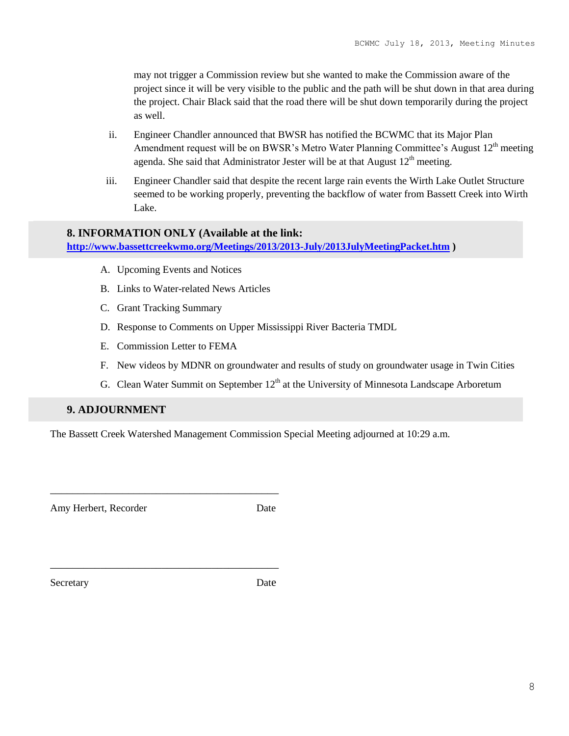may not trigger a Commission review but she wanted to make the Commission aware of the project since it will be very visible to the public and the path will be shut down in that area during the project. Chair Black said that the road there will be shut down temporarily during the project as well.

ii. Engineer Chandler announced that BWSR has notified the BCWMC that its Major Plan Amendment request will be on BWSR's Metro Water Planning Committee's August 12th meeting agenda. She said that Administrator Jester will be at that August 12th meeting.

iii. Engineer Chandler said that despite the recent large rain events the Wirth Lake Outlet Structure seemed to be working properly, preventing the backflow of water from Bassett Creek into Wirth Lake.

## 8. INFORMATION ONLY (Available at the link: http://www.bassettcreekwmo.org/Meetings/2013/2013-July/2013JulyMeetingPacket.htm )

A. Upcoming Events and Notices

B. Links to Water-related News Articles

C. Grant Tracking Summary

D. Response to Comments on Upper Mississippi River Bacteria TMDL

E. Commission Letter to FEMA

F. New videos by MDNR on groundwater and results of study on groundwater usage in Twin Cities

G. Clean Water Summit on September 12th at the University of Minnesota Landscape Arboretum

## 9. ADJOURNMENT

The Bassett Creek Watershed Management Commission Special Meeting adjourned at 10:29 a.m.

\_\_\_\_\_\_\_\_\_\_\_\_\_\_\_\_\_\_\_\_\_\_\_\_\_\_\_\_\_\_\_\_\_\_\_\_\_\_\_\_\_\_\_\_

Amy Herbert, Recorder Date

\_\_\_\_\_\_\_\_\_\_\_\_\_\_\_\_\_\_\_\_\_\_\_\_\_\_\_\_\_\_\_\_\_\_\_\_\_\_\_\_\_\_\_\_

Secretary Date